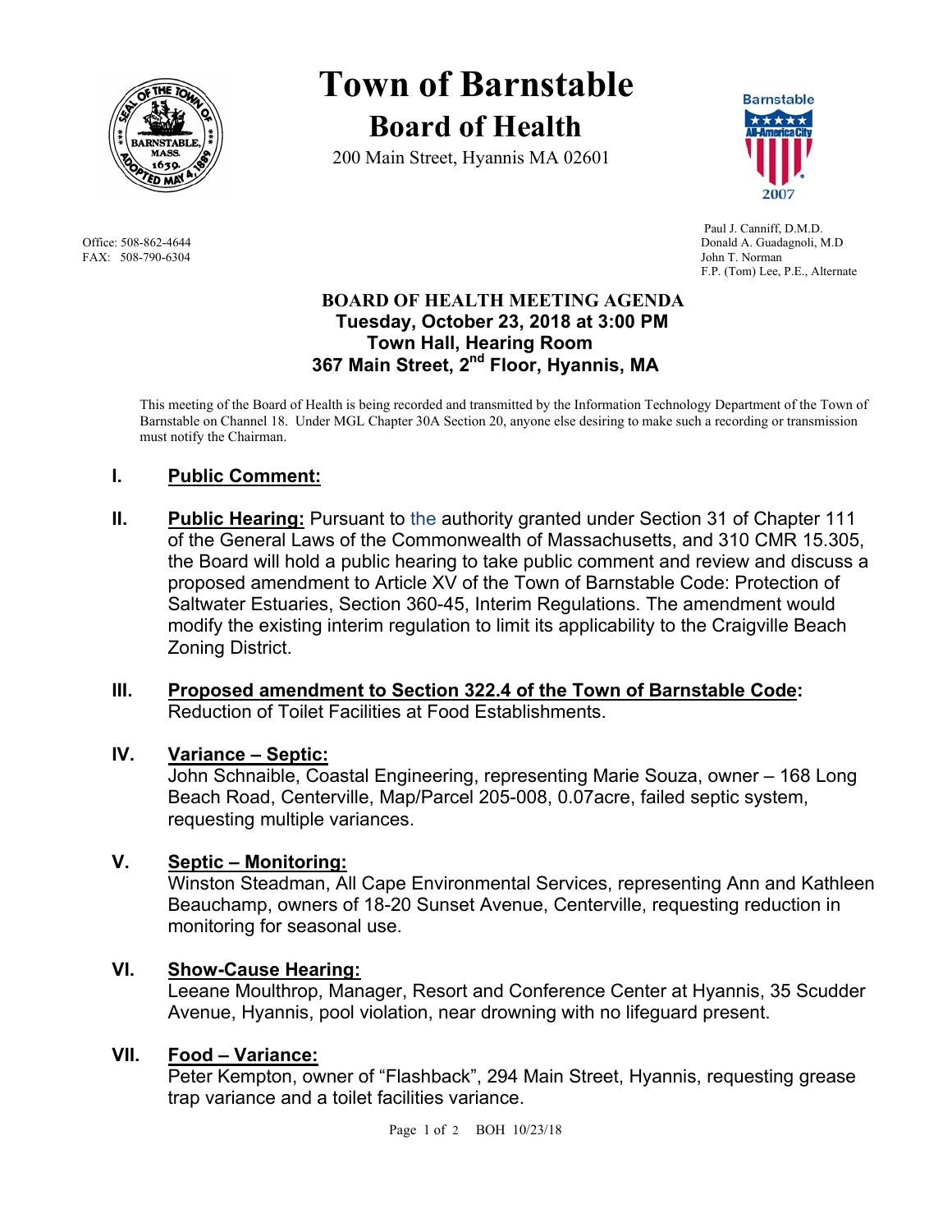# Town of Barnstable

## Board of Health

200 Main Street, Hyannis MA 02601

Office: 508-862-4644
FAX: 508-790-6304

Paul J. Canniff, D.M.D.
Donald A. Guadagnoli, M.D
John T. Norman
F.P. (Tom) Lee, P.E., Alternate

### BOARD OF HEALTH MEETING AGENDA
**Tuesday, October 23, 2018 at 3:00 PM**
**Town Hall, Hearing Room**
**367 Main Street, 2nd Floor, Hyannis, MA**

This meeting of the Board of Health is being recorded and transmitted by the Information Technology Department of the Town of Barnstable on Channel 18. Under MGL Chapter 30A Section 20, anyone else desiring to make such a recording or transmission must notify the Chairman.

**I. Public Comment:**

**II. Public Hearing:** Pursuant to the authority granted under Section 31 of Chapter 111 of the General Laws of the Commonwealth of Massachusetts, and 310 CMR 15.305, the Board will hold a public hearing to take public comment and review and discuss a proposed amendment to Article XV of the Town of Barnstable Code: Protection of Saltwater Estuaries, Section 360-45, Interim Regulations. The amendment would modify the existing interim regulation to limit its applicability to the Craigville Beach Zoning District.

**III. Proposed amendment to Section 322.4 of the Town of Barnstable Code:** Reduction of Toilet Facilities at Food Establishments.

**IV. Variance – Septic:**
John Schnaible, Coastal Engineering, representing Marie Souza, owner – 168 Long Beach Road, Centerville, Map/Parcel 205-008, 0.07acre, failed septic system, requesting multiple variances.

**V. Septic – Monitoring:**
Winston Steadman, All Cape Environmental Services, representing Ann and Kathleen Beauchamp, owners of 18-20 Sunset Avenue, Centerville, requesting reduction in monitoring for seasonal use.

**VI. Show-Cause Hearing:**
Leeane Moulthrop, Manager, Resort and Conference Center at Hyannis, 35 Scudder Avenue, Hyannis, pool violation, near drowning with no lifeguard present.

**VII. Food – Variance:**
Peter Kempton, owner of "Flashback", 294 Main Street, Hyannis, requesting grease trap variance and a toilet facilities variance.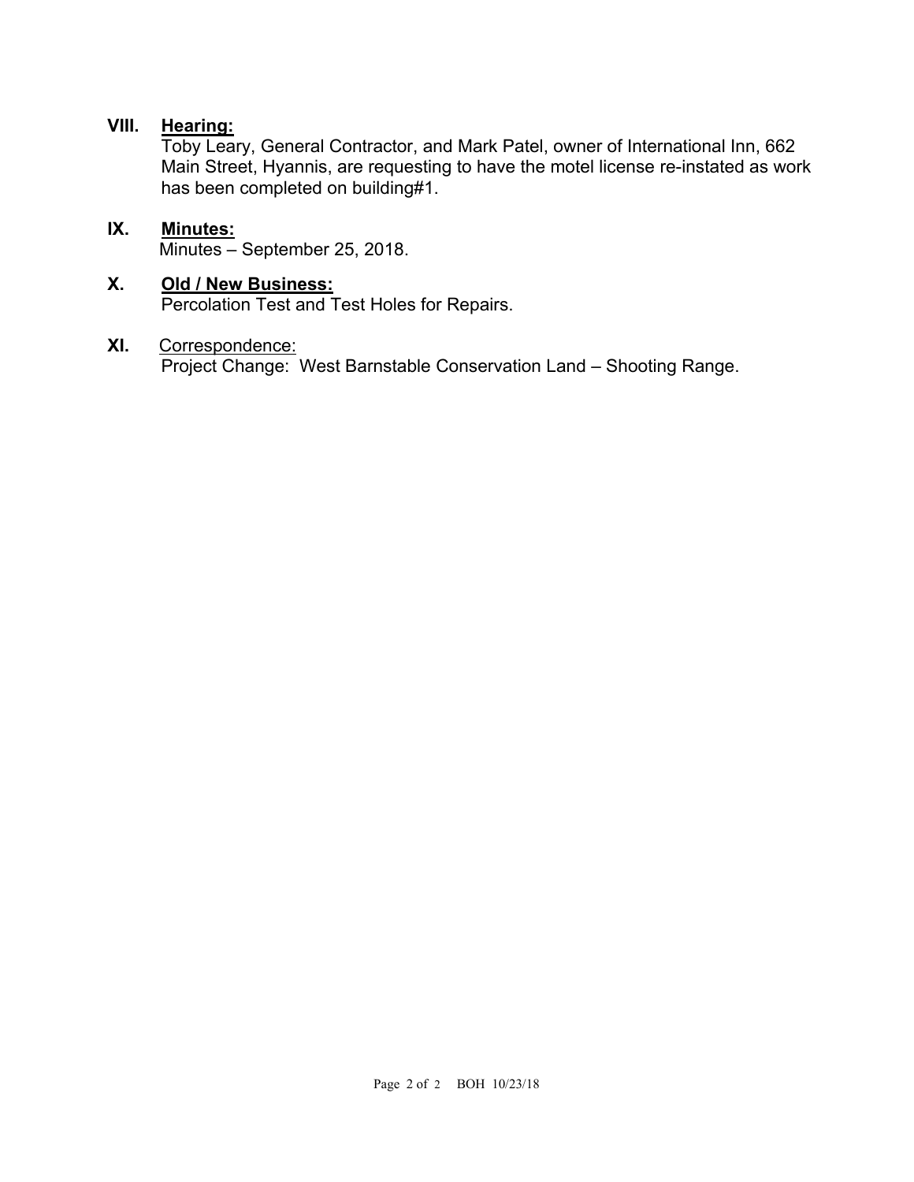**VIII. Hearing:**

Toby Leary, General Contractor, and Mark Patel, owner of International Inn, 662 Main Street, Hyannis, are requesting to have the motel license re-instated as work has been completed on building#1.

**IX. Minutes:**

Minutes – September 25, 2018.

**X. Old / New Business:**

Percolation Test and Test Holes for Repairs.

**XI.** Correspondence:

Project Change: West Barnstable Conservation Land – Shooting Range.